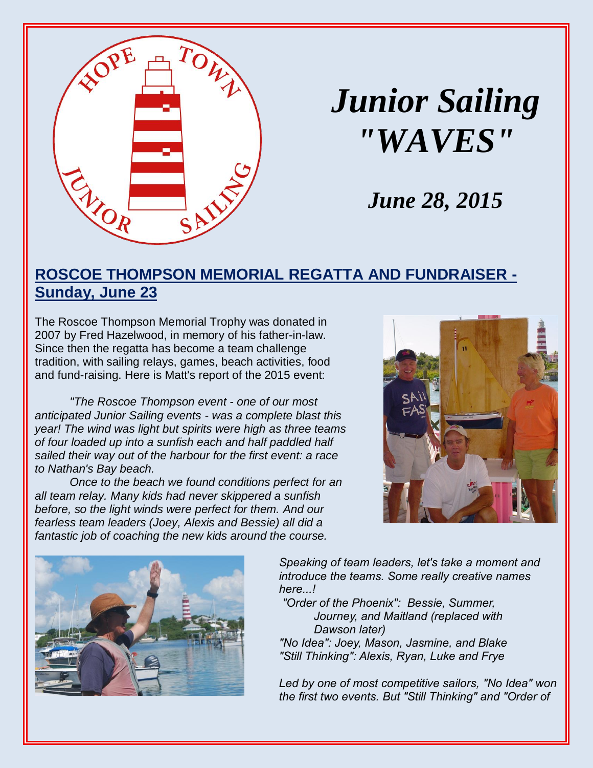# Junior Sailing "WAVES"

## June 28, 2015

## ROSCOE THOMPSON MEMORIAL REGATTA AND FUNDRAISER - Sunday, June 23

The Roscoe Thompson Memorial Trophy was donated in 2007 by Fred Hazelwood, in memory of his father-in-law. Since then the regatta has become a team challenge tradition, with sailing relays, games, beach activities, food and fund-raising. Here is Matt's report of the 2015 event:

*"The Roscoe Thompson event - one of our most anticipated Junior Sailing events - was a complete blast this year! The wind was light but spirits were high as three teams of four loaded up into a sunfish each and half paddled half sailed their way out of the harbour for the first event: a race to Nathan's Bay beach.*

*Once to the beach we found conditions perfect for an all team relay. Many kids had never skippered a sunfish before, so the light winds were perfect for them. And our fearless team leaders (Joey, Alexis and Bessie) all did a fantastic job of coaching the new kids around the course.*

*Speaking of team leaders, let's take a moment and introduce the teams. Some really creative names here...!*

*"Order of the Phoenix": Bessie, Summer, Journey, and Maitland (replaced with Dawson later)*
*"No Idea": Joey, Mason, Jasmine, and Blake*
*"Still Thinking": Alexis, Ryan, Luke and Frye*

*Led by one of most competitive sailors, "No Idea" won the first two events. But "Still Thinking" and "Order of*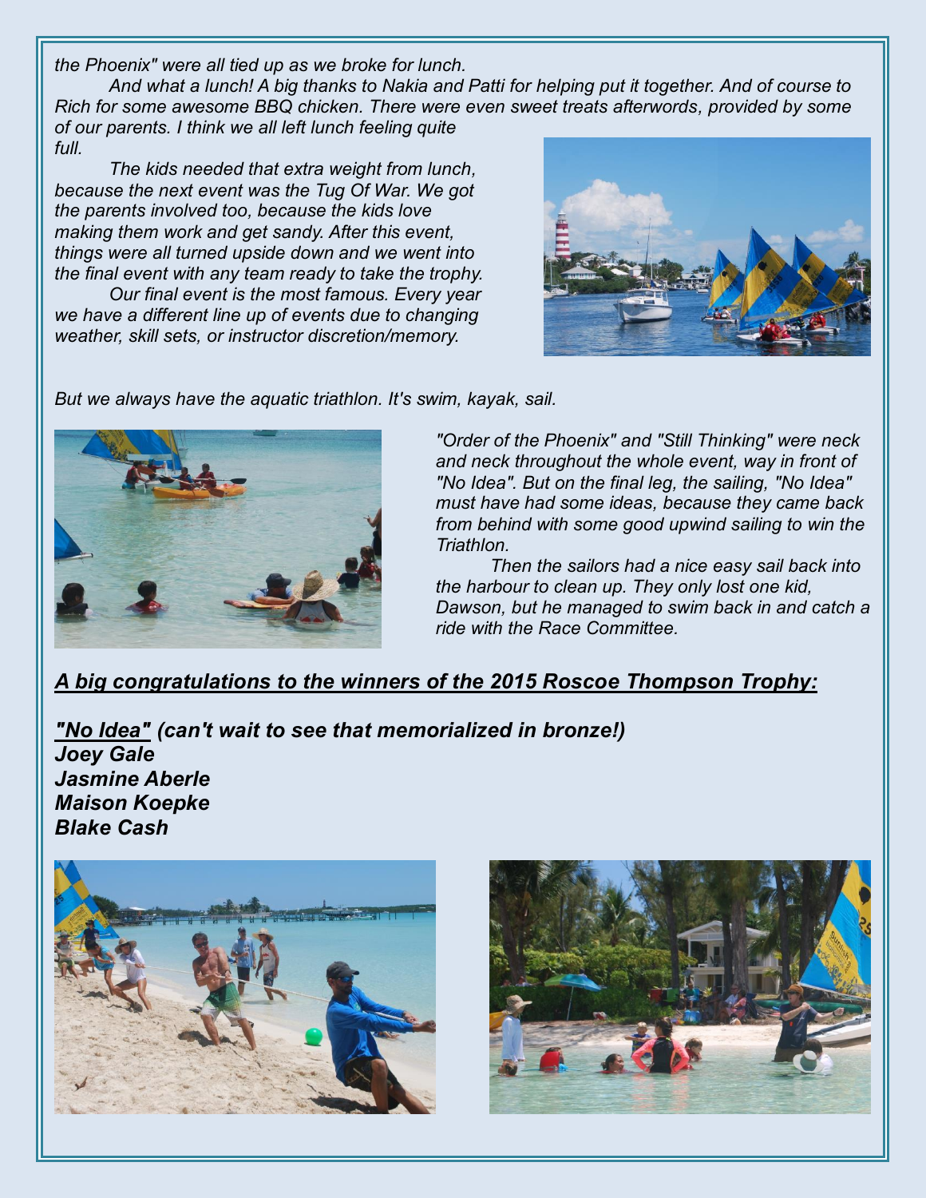*the Phoenix" were all tied up as we broke for lunch.*

*And what a lunch! A big thanks to Nakia and Patti for helping put it together. And of course to Rich for some awesome BBQ chicken. There were even sweet treats afterwords, provided by some of our parents. I think we all left lunch feeling quite full.*

*The kids needed that extra weight from lunch, because the next event was the Tug Of War. We got the parents involved too, because the kids love making them work and get sandy. After this event, things were all turned upside down and we went into the final event with any team ready to take the trophy.*

*Our final event is the most famous. Every year we have a different line up of events due to changing weather, skill sets, or instructor discretion/memory.*

*But we always have the aquatic triathlon. It's swim, kayak, sail.*

*"Order of the Phoenix" and "Still Thinking" were neck and neck throughout the whole event, way in front of "No Idea". But on the final leg, the sailing, "No Idea" must have had some ideas, because they came back from behind with some good upwind sailing to win the Triathlon.*

*Then the sailors had a nice easy sail back into the harbour to clean up. They only lost one kid, Dawson, but he managed to swim back in and catch a ride with the Race Committee.*

***<u>A big congratulations to the winners of the 2015 Roscoe Thompson Trophy:</u>***

***<u>"No Idea"</u> (can't wait to see that memorialized in bronze!)***
***Joey Gale***
***Jasmine Aberle***
***Maison Koepke***
***Blake Cash***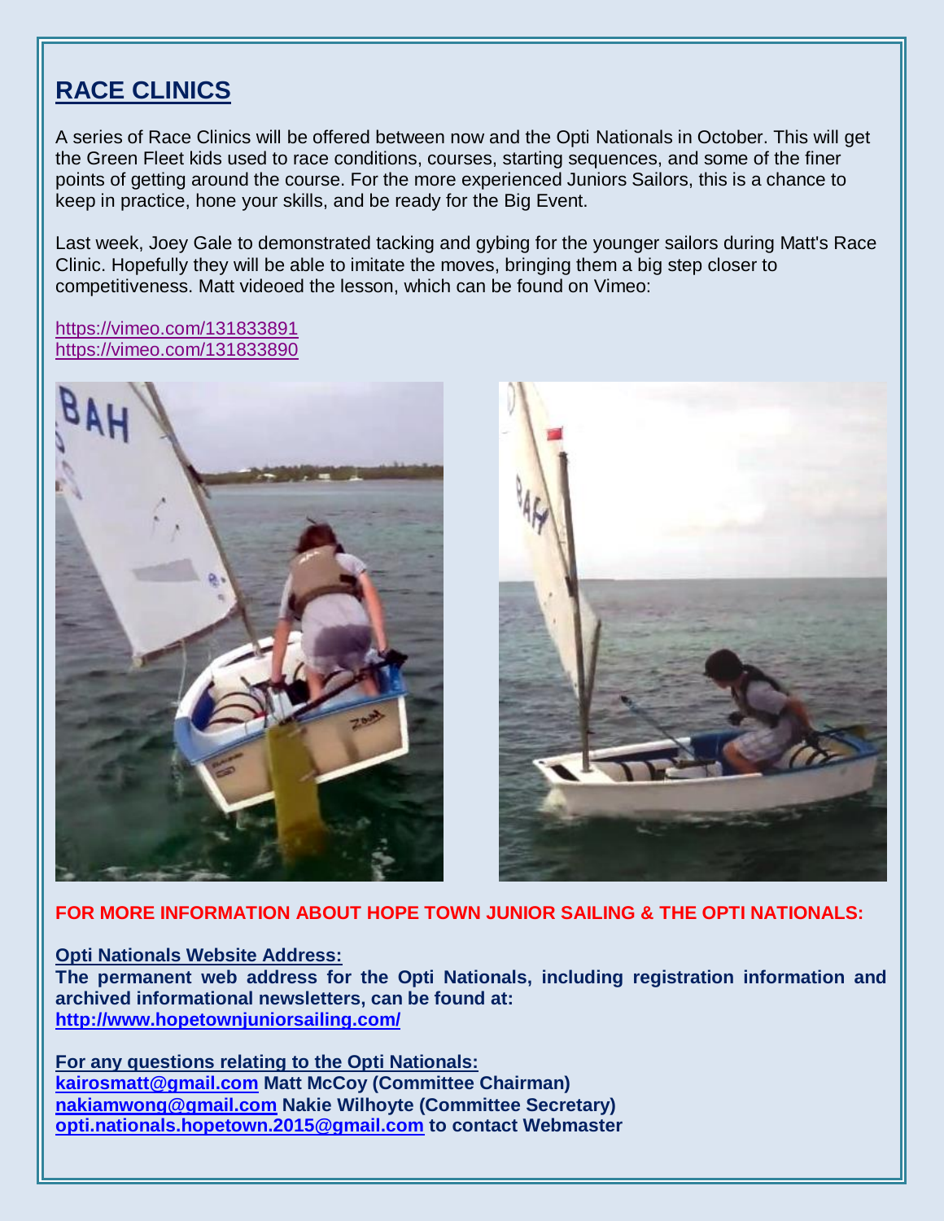## RACE CLINICS

A series of Race Clinics will be offered between now and the Opti Nationals in October. This will get the Green Fleet kids used to race conditions, courses, starting sequences, and some of the finer points of getting around the course. For the more experienced Juniors Sailors, this is a chance to keep in practice, hone your skills, and be ready for the Big Event.

Last week, Joey Gale to demonstrated tacking and gybing for the younger sailors during Matt's Race Clinic. Hopefully they will be able to imitate the moves, bringing them a big step closer to competitiveness. Matt videoed the lesson, which can be found on Vimeo:

https://vimeo.com/131833891
https://vimeo.com/131833890

**FOR MORE INFORMATION ABOUT HOPE TOWN JUNIOR SAILING & THE OPTI NATIONALS:**

**Opti Nationals Website Address:**
**The permanent web address for the Opti Nationals, including registration information and archived informational newsletters, can be found at:**
**http://www.hopetownjuniorsailing.com/**

**For any questions relating to the Opti Nationals:**
**kairosmatt@gmail.com Matt McCoy (Committee Chairman)**
**nakiamwong@gmail.com Nakie Wilhoyte (Committee Secretary)**
**opti.nationals.hopetown.2015@gmail.com to contact Webmaster**